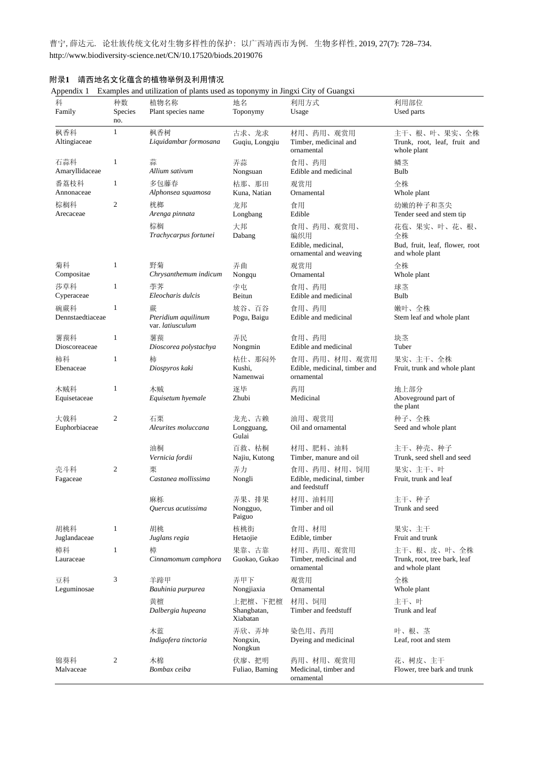曹宁, 薛达元. 论壮族传统文化对生物多样性的保护：以广西靖西市为例. 生物多样性, 2019, 27(7): 728–734.
http://www.biodiversity-science.net/CN/10.17520/biods.2019076

**附录1　靖西地名文化蕴含的植物举例及利用情况**

Appendix 1　Examples and utilization of plants used as toponymy in Jingxi City of Guangxi

| 科<br>Family | 种数<br>Species no. | 植物名称<br>Plant species name | 地名<br>Toponymy | 利用方式<br>Usage | 利用部位<br>Used parts |
|---|---|---|---|---|---|
| 枫香科<br>Altingiaceae | 1 | 枫香树<br>*Liquidambar formosana* | 古求、龙求<br>Guqiu, Longqiu | 材用、药用、观赏用<br>Timber, medicinal and ornamental | 主干、根、叶、果实、全株<br>Trunk, root, leaf, fruit and whole plant |
| 石蒜科<br>Amaryllidaceae | 1 | 蒜<br>*Allium sativum* | 弄蒜<br>Nongsuan | 食用、药用<br>Edible and medicinal | 鳞茎<br>Bulb |
| 番荔枝科<br>Annonaceae | 1 | 多包藤春<br>*Alphonsea squamosa* | 枯那、那田<br>Kuna, Natian | 观赏用<br>Ornamental | 全株<br>Whole plant |
| 棕榈科<br>Arecaceae | 2 | 桄榔<br>*Arenga pinnata* | 龙邦<br>Longbang | 食用<br>Edible | 幼嫩的种子和茎尖<br>Tender seed and stem tip |
| | | 棕榈<br>*Trachycarpus fortunei* | 大邦<br>Dabang | 食用、药用、观赏用、编织用<br>Edible, medicinal, ornamental and weaving | 花苞、果实、叶、花、根、全株<br>Bud, fruit, leaf, flower, root and whole plant |
| 菊科<br>Compositae | 1 | 野菊<br>*Chrysanthemum indicum* | 弄曲<br>Nongqu | 观赏用<br>Ornamental | 全株<br>Whole plant |
| 莎草科<br>Cyperaceae | 1 | 荸荠<br>*Eleocharis dulcis* | 孛屯<br>Beitun | 食用、药用<br>Edible and medicinal | 球茎<br>Bulb |
| 碗蕨科<br>Dennstaedtiaceae | 1 | 蕨<br>*Pteridium aquilinum* var. *latiusculum* | 坡谷、百谷<br>Pogu, Baigu | 食用、药用<br>Edible and medicinal | 嫩叶、全株<br>Stem leaf and whole plant |
| 薯蓣科<br>Dioscoreaceae | 1 | 薯蓣<br>*Dioscorea polystachya* | 弄民<br>Nongmin | 食用、药用<br>Edible and medicinal | 块茎<br>Tuber |
| 柿科<br>Ebenaceae | 1 | 柿<br>*Diospyros kaki* | 枯仕、那闷外<br>Kushi, Namenwai | 食用、药用、材用、观赏用<br>Edible, medicinal, timber and ornamental | 果实、主干、全株<br>Fruit, trunk and whole plant |
| 木贼科<br>Equisetaceae | 1 | 木贼<br>*Equisetum hyemale* | 逐毕<br>Zhubi | 药用<br>Medicinal | 地上部分<br>Aboveground part of the plant |
| 大戟科<br>Euphorbiaceae | 2 | 石栗<br>*Aleurites moluccana* | 龙光、古赖<br>Longguang, Gulai | 油用、观赏用<br>Oil and ornamental | 种子、全株<br>Seed and whole plant |
| | | 油桐<br>*Vernicia fordii* | 百救、枯桐<br>Najiu, Kutong | 材用、肥料、油料<br>Timber, manure and oil | 主干、种壳、种子<br>Trunk, seed shell and seed |
| 壳斗科<br>Fagaceae | 2 | 栗<br>*Castanea mollissima* | 弄力<br>Nongli | 食用、药用、材用、饲用<br>Edible, medicinal, timber and feedstuff | 果实、主干、叶<br>Fruit, trunk and leaf |
| | | 麻栎<br>*Quercus acutissima* | 弄果、排果<br>Nongguo, Paiguo | 材用、油料用<br>Timber and oil | 主干、种子<br>Trunk and seed |
| 胡桃科<br>Juglandaceae | 1 | 胡桃<br>*Juglans regia* | 核桃街<br>Hetaojie | 食用、材用<br>Edible, timber | 果实、主干<br>Fruit and trunk |
| 樟科<br>Lauraceae | 1 | 樟<br>*Cinnamomum camphora* | 果靠、古靠<br>Guokao, Gukao | 材用、药用、观赏用<br>Timber, medicinal and ornamental | 主干、根、皮、叶、全株<br>Trunk, root, tree bark, leaf and whole plant |
| 豆科<br>Leguminosae | 3 | 羊蹄甲<br>*Bauhinia purpurea* | 弄甲下<br>Nongjiaxia | 观赏用<br>Ornamental | 全株<br>Whole plant |
| | | 黄檀<br>*Dalbergia hupeana* | 上把檀、下把檀<br>Shangbatan, Xiabatan | 材用、饲用<br>Timber and feedstuff | 主干、叶<br>Trunk and leaf |
| | | 木蓝<br>*Indigofera tinctoria* | 弄欣、弄坤<br>Nongxin, Nongkun | 染色用、药用<br>Dyeing and medicinal | 叶、根、茎<br>Leaf, root and stem |
| 锦葵科<br>Malvaceae | 2 | 木棉<br>*Bombax ceiba* | 伏廖、把明<br>Fuliao, Baming | 药用、材用、观赏用<br>Medicinal, timber and ornamental | 花、树皮、主干<br>Flower, tree bark and trunk |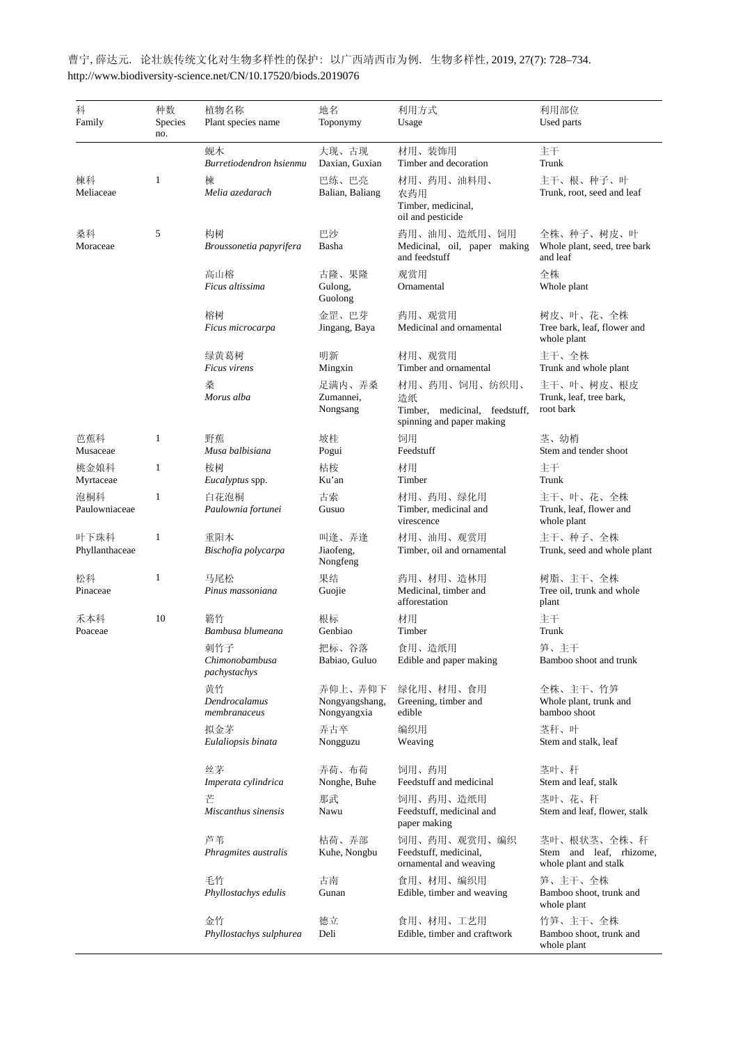| 科<br>Family | 种数<br>Species no. | 植物名称<br>Plant species name | 地名<br>Toponymy | 利用方式<br>Usage | 利用部位<br>Used parts |
|---|---|---|---|---|---|
| | | 蚬木<br>*Burretiodendron hsienmu* | 大现、古现<br>Daxian, Guxian | 材用、装饰用<br>Timber and decoration | 主干<br>Trunk |
| 楝科<br>Meliaceae | 1 | 楝<br>*Melia azedarach* | 巴练、巴亮<br>Balian, Baliang | 材用、药用、油料用、农药用<br>Timber, medicinal, oil and pesticide | 主干、根、种子、叶<br>Trunk, root, seed and leaf |
| 桑科<br>Moraceae | 5 | 构树<br>*Broussonetia papyrifera* | 巴沙<br>Basha | 药用、油用、造纸用、饲用<br>Medicinal, oil, paper making and feedstuff | 全株、种子、树皮、叶<br>Whole plant, seed, tree bark and leaf |
| | | 高山榕<br>*Ficus altissima* | 古隆、果隆<br>Gulong, Guolong | 观赏用<br>Ornamental | 全株<br>Whole plant |
| | | 榕树<br>*Ficus microcarpa* | 金罡、巴芽<br>Jingang, Baya | 药用、观赏用<br>Medicinal and ornamental | 树皮、叶、花、全株<br>Tree bark, leaf, flower and whole plant |
| | | 绿黄葛树<br>*Ficus virens* | 明新<br>Mingxin | 材用、观赏用<br>Timber and ornamental | 主干、全株<br>Trunk and whole plant |
| | | 桑<br>*Morus alba* | 足满内、弄桑<br>Zumannei, Nongsang | 材用、药用、饲用、纺织用、造纸<br>Timber, medicinal, feedstuff, spinning and paper making | 主干、叶、树皮、根皮<br>Trunk, leaf, tree bark, root bark |
| 芭蕉科<br>Musaceae | 1 | 野蕉<br>*Musa balbisiana* | 坡桂<br>Pogui | 饲用<br>Feedstuff | 茎、幼梢<br>Stem and tender shoot |
| 桃金娘科<br>Myrtaceae | 1 | 桉树<br>*Eucalyptus* spp. | 枯桉<br>Ku'an | 材用<br>Timber | 主干<br>Trunk |
| 泡桐科<br>Paulowniaceae | 1 | 白花泡桐<br>*Paulownia fortunei* | 古索<br>Gusuo | 材用、药用、绿化用<br>Timber, medicinal and virescence | 主干、叶、花、全株<br>Trunk, leaf, flower and whole plant |
| 叶下珠科<br>Phyllanthaceae | 1 | 重阳木<br>*Bischofia polycarpa* | 叫逢、弄逢<br>Jiaofeng, Nongfeng | 材用、油用、观赏用<br>Timber, oil and ornamental | 主干、种子、全株<br>Trunk, seed and whole plant |
| 松科<br>Pinaceae | 1 | 马尾松<br>*Pinus massoniana* | 果结<br>Guojie | 药用、材用、造林用<br>Medicinal, timber and afforestation | 树脂、主干、全株<br>Tree oil, trunk and whole plant |
| 禾本科<br>Poaceae | 10 | 簕竹<br>*Bambusa blumeana* | 根标<br>Genbiao | 材用<br>Timber | 主干<br>Trunk |
| | | 刺竹子<br>*Chimonobambusa pachystachys* | 把标、谷落<br>Babiao, Guluo | 食用、造纸用<br>Edible and paper making | 笋、主干<br>Bamboo shoot and trunk |
| | | 黄竹<br>*Dendrocalamus membranaceus* | 弄仰上、弄仰下<br>Nongyangshang, Nongyangxia | 绿化用、材用、食用<br>Greening, timber and edible | 全株、主干、竹笋<br>Whole plant, trunk and bamboo shoot |
| | | 拟金茅<br>*Eulaliopsis binata* | 弄古卒<br>Nongguzu | 编织用<br>Weaving | 茎秆、叶<br>Stem and stalk, leaf |
| | | 丝茅<br>*Imperata cylindrica* | 弄荷、布荷<br>Nonghe, Buhe | 饲用、药用<br>Feedstuff and medicinal | 茎叶、秆<br>Stem and leaf, stalk |
| | | 芒<br>*Miscanthus sinensis* | 那武<br>Nawu | 饲用、药用、造纸用<br>Feedstuff, medicinal and paper making | 茎叶、花、秆<br>Stem and leaf, flower, stalk |
| | | 芦苇<br>*Phragmites australis* | 枯荷、弄部<br>Kuhe, Nongbu | 饲用、药用、观赏用、编织<br>Feedstuff, medicinal, ornamental and weaving | 茎叶、根状茎、全株、秆<br>Stem and leaf, rhizome, whole plant and stalk |
| | | 毛竹<br>*Phyllostachys edulis* | 古南<br>Gunan | 食用、材用、编织用<br>Edible, timber and weaving | 笋、主干、全株<br>Bamboo shoot, trunk and whole plant |
| | | 金竹<br>*Phyllostachys sulphurea* | 德立<br>Deli | 食用、材用、工艺用<br>Edible, timber and craftwork | 竹笋、主干、全株<br>Bamboo shoot, trunk and whole plant |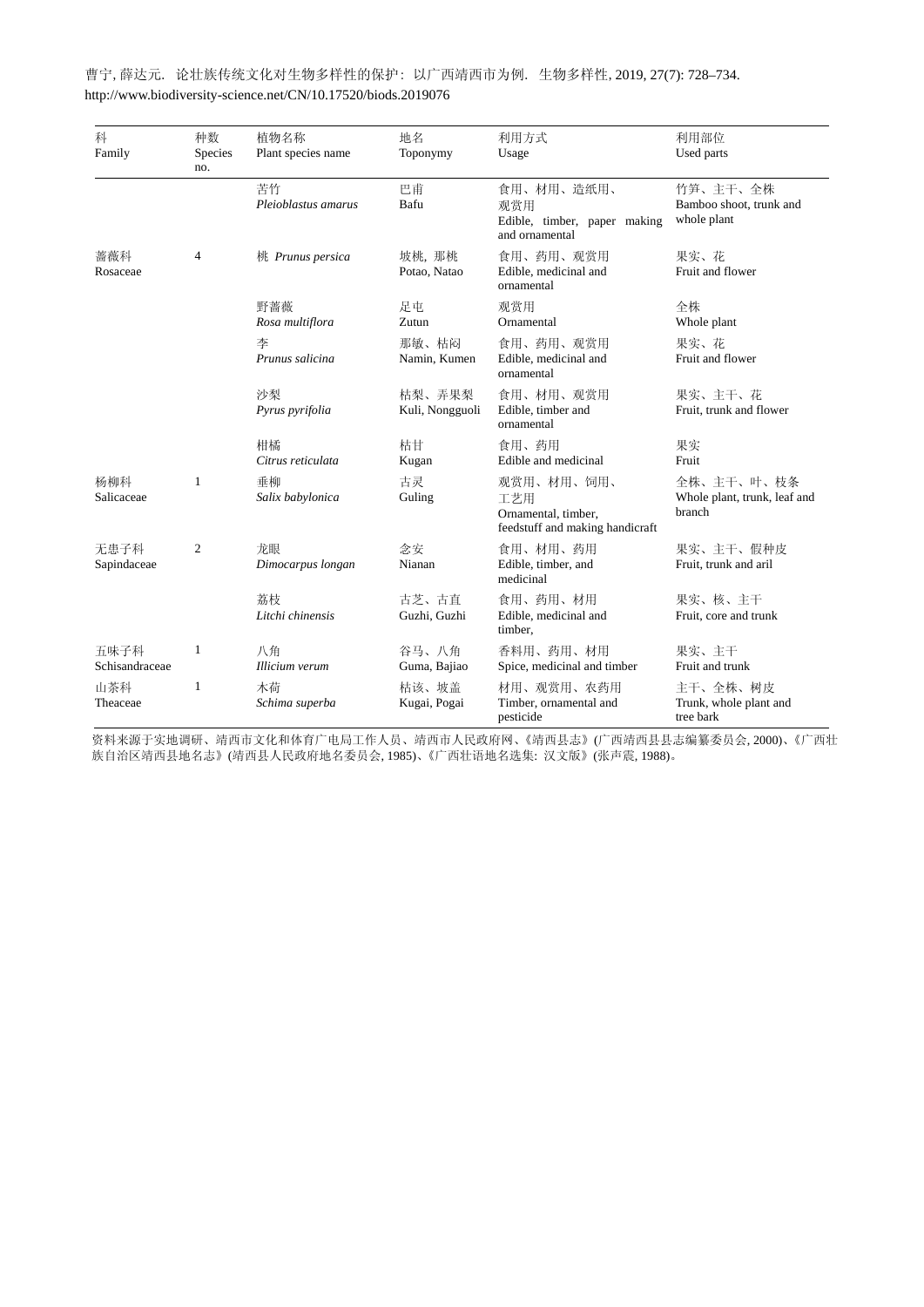| 科<br>Family | 种数<br>Species no. | 植物名称<br>Plant species name | 地名<br>Toponymy | 利用方式<br>Usage | 利用部位<br>Used parts |
|---|---|---|---|---|---|
| | | 苦竹<br>*Pleioblastus amarus* | 巴甫<br>Bafu | 食用、材用、造纸用、观赏用<br>Edible, timber, paper making and ornamental | 竹笋、主干、全株<br>Bamboo shoot, trunk and whole plant |
| 蔷薇科<br>Rosaceae | 4 | 桃 *Prunus persica* | 坡桃, 那桃<br>Potao, Natao | 食用、药用、观赏用<br>Edible, medicinal and ornamental | 果实、花<br>Fruit and flower |
| | | 野蔷薇<br>*Rosa multiflora* | 足屯<br>Zutun | 观赏用<br>Ornamental | 全株<br>Whole plant |
| | | 李<br>*Prunus salicina* | 那敏、枯闷<br>Namin, Kumen | 食用、药用、观赏用<br>Edible, medicinal and ornamental | 果实、花<br>Fruit and flower |
| | | 沙梨<br>*Pyrus pyrifolia* | 枯梨、弄果梨<br>Kuli, Nongguoli | 食用、材用、观赏用<br>Edible, timber and ornamental | 果实、主干、花<br>Fruit, trunk and flower |
| | | 柑橘<br>*Citrus reticulata* | 枯甘<br>Kugan | 食用、药用<br>Edible and medicinal | 果实<br>Fruit |
| 杨柳科<br>Salicaceae | 1 | 垂柳<br>*Salix babylonica* | 古灵<br>Guling | 观赏用、材用、饲用、工艺用<br>Ornamental, timber, feedstuff and making handicraft | 全株、主干、叶、枝条<br>Whole plant, trunk, leaf and branch |
| 无患子科<br>Sapindaceae | 2 | 龙眼<br>*Dimocarpus longan* | 念安<br>Nianan | 食用、材用、药用<br>Edible, timber, and medicinal | 果实、主干、假种皮<br>Fruit, trunk and aril |
| | | 荔枝<br>*Litchi chinensis* | 古芝、古直<br>Guzhi, Guzhi | 食用、药用、材用<br>Edible, medicinal and timber, | 果实、核、主干<br>Fruit, core and trunk |
| 五味子科<br>Schisandraceae | 1 | 八角<br>*Illicium verum* | 谷马、八角<br>Guma, Bajiao | 香料用、药用、材用<br>Spice, medicinal and timber | 果实、主干<br>Fruit and trunk |
| 山茶科<br>Theaceae | 1 | 木荷<br>*Schima superba* | 枯该、坡盖<br>Kugai, Pogai | 材用、观赏用、农药用<br>Timber, ornamental and pesticide | 主干、全株、树皮<br>Trunk, whole plant and tree bark |

资料来源于实地调研、靖西市文化和体育广电局工作人员、靖西市人民政府网、《靖西县志》(广西靖西县县志编纂委员会, 2000)、《广西壮族自治区靖西县地名志》(靖西县人民政府地名委员会, 1985)、《广西壮语地名选集: 汉文版》(张声震, 1988)。